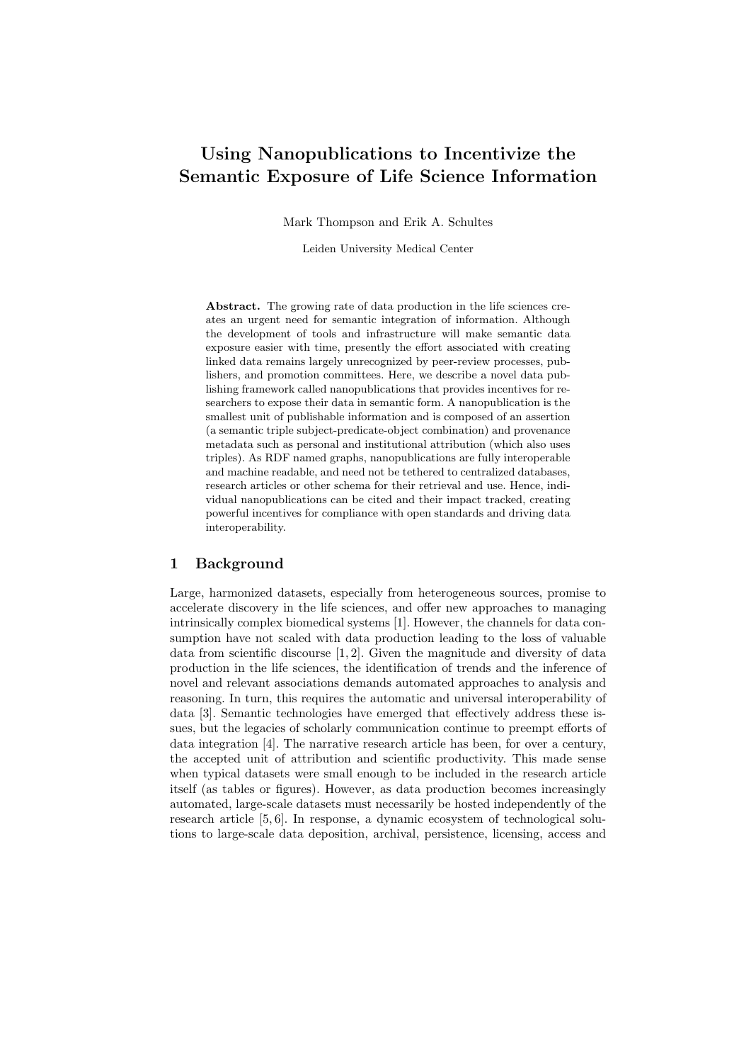# Using Nanopublications to Incentivize the Semantic Exposure of Life Science Information

Mark Thompson and Erik A. Schultes

Leiden University Medical Center

**Abstract.** The growing rate of data production in the life sciences creates an urgent need for semantic integration of information. Although the development of tools and infrastructure will make semantic data exposure easier with time, presently the effort associated with creating linked data remains largely unrecognized by peer-review processes, publishers, and promotion committees. Here, we describe a novel data publishing framework called nanopublications that provides incentives for researchers to expose their data in semantic form. A nanopublication is the smallest unit of publishable information and is composed of an assertion (a semantic triple subject-predicate-object combination) and provenance metadata such as personal and institutional attribution (which also uses triples). As RDF named graphs, nanopublications are fully interoperable and machine readable, and need not be tethered to centralized databases, research articles or other schema for their retrieval and use. Hence, individual nanopublications can be cited and their impact tracked, creating powerful incentives for compliance with open standards and driving data interoperability.

## 1 Background

Large, harmonized datasets, especially from heterogeneous sources, promise to accelerate discovery in the life sciences, and offer new approaches to managing intrinsically complex biomedical systems [1]. However, the channels for data consumption have not scaled with data production leading to the loss of valuable data from scientific discourse [1, 2]. Given the magnitude and diversity of data production in the life sciences, the identification of trends and the inference of novel and relevant associations demands automated approaches to analysis and reasoning. In turn, this requires the automatic and universal interoperability of data [3]. Semantic technologies have emerged that effectively address these issues, but the legacies of scholarly communication continue to preempt efforts of data integration [4]. The narrative research article has been, for over a century, the accepted unit of attribution and scientific productivity. This made sense when typical datasets were small enough to be included in the research article itself (as tables or figures). However, as data production becomes increasingly automated, large-scale datasets must necessarily be hosted independently of the research article [5, 6]. In response, a dynamic ecosystem of technological solutions to large-scale data deposition, archival, persistence, licensing, access and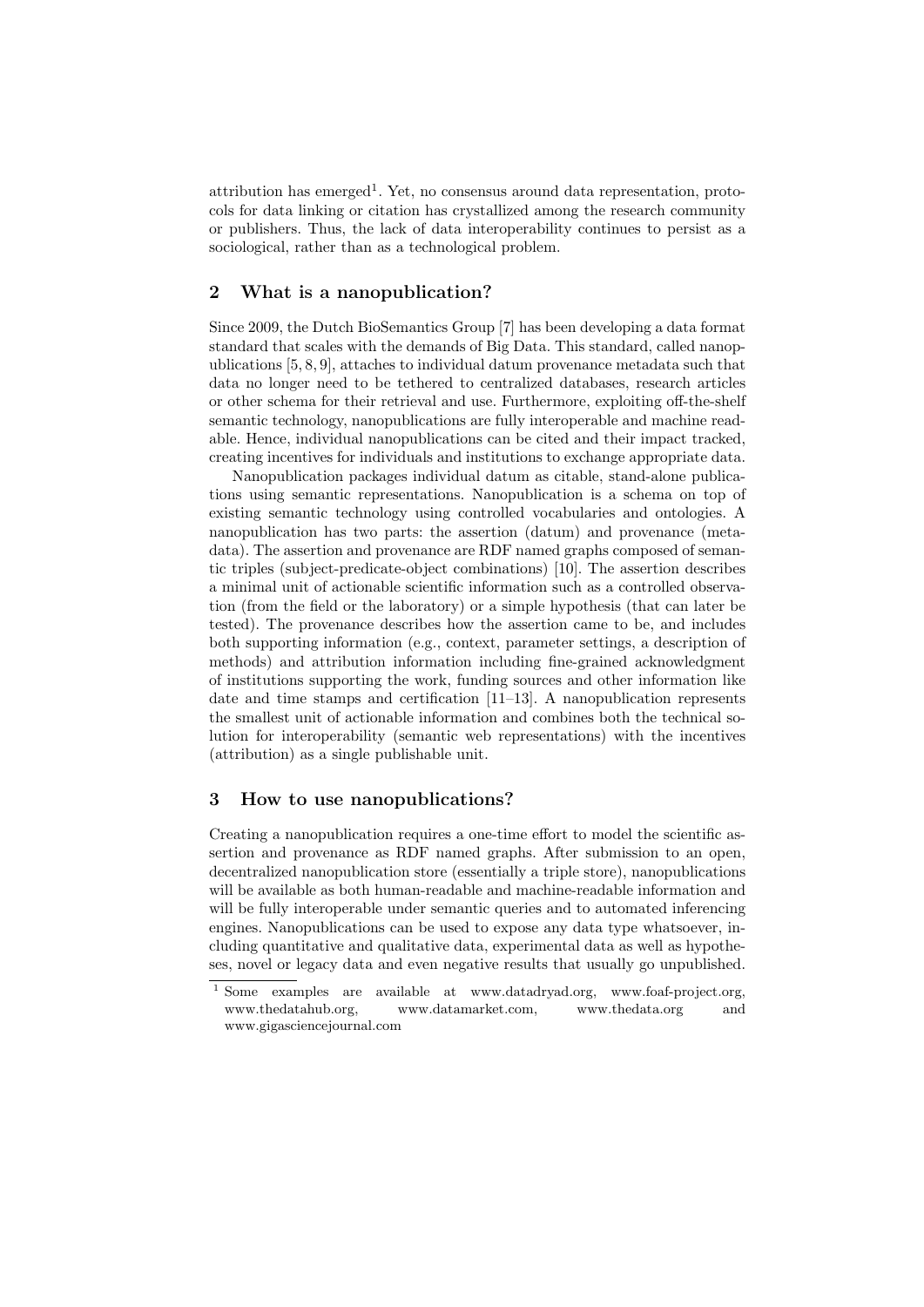attribution has emerged[1]. Yet, no consensus around data representation, protocols for data linking or citation has crystallized among the research community or publishers. Thus, the lack of data interoperability continues to persist as a sociological, rather than as a technological problem.

## 2 What is a nanopublication?

Since 2009, the Dutch BioSemantics Group [7] has been developing a data format standard that scales with the demands of Big Data. This standard, called nanopublications [5, 8, 9], attaches to individual datum provenance metadata such that data no longer need to be tethered to centralized databases, research articles or other schema for their retrieval and use. Furthermore, exploiting off-the-shelf semantic technology, nanopublications are fully interoperable and machine readable. Hence, individual nanopublications can be cited and their impact tracked, creating incentives for individuals and institutions to exchange appropriate data.

Nanopublication packages individual datum as citable, stand-alone publications using semantic representations. Nanopublication is a schema on top of existing semantic technology using controlled vocabularies and ontologies. A nanopublication has two parts: the assertion (datum) and provenance (metadata). The assertion and provenance are RDF named graphs composed of semantic triples (subject-predicate-object combinations) [10]. The assertion describes a minimal unit of actionable scientific information such as a controlled observation (from the field or the laboratory) or a simple hypothesis (that can later be tested). The provenance describes how the assertion came to be, and includes both supporting information (e.g., context, parameter settings, a description of methods) and attribution information including fine-grained acknowledgment of institutions supporting the work, funding sources and other information like date and time stamps and certification [11–13]. A nanopublication represents the smallest unit of actionable information and combines both the technical solution for interoperability (semantic web representations) with the incentives (attribution) as a single publishable unit.

## 3 How to use nanopublications?

Creating a nanopublication requires a one-time effort to model the scientific assertion and provenance as RDF named graphs. After submission to an open, decentralized nanopublication store (essentially a triple store), nanopublications will be available as both human-readable and machine-readable information and will be fully interoperable under semantic queries and to automated inferencing engines. Nanopublications can be used to expose any data type whatsoever, including quantitative and qualitative data, experimental data as well as hypotheses, novel or legacy data and even negative results that usually go unpublished.

[1] Some examples are available at www.datadryad.org, www.foaf-project.org, www.thedatahub.org, www.datamarket.com, www.thedata.org and www.gigasciencejournal.com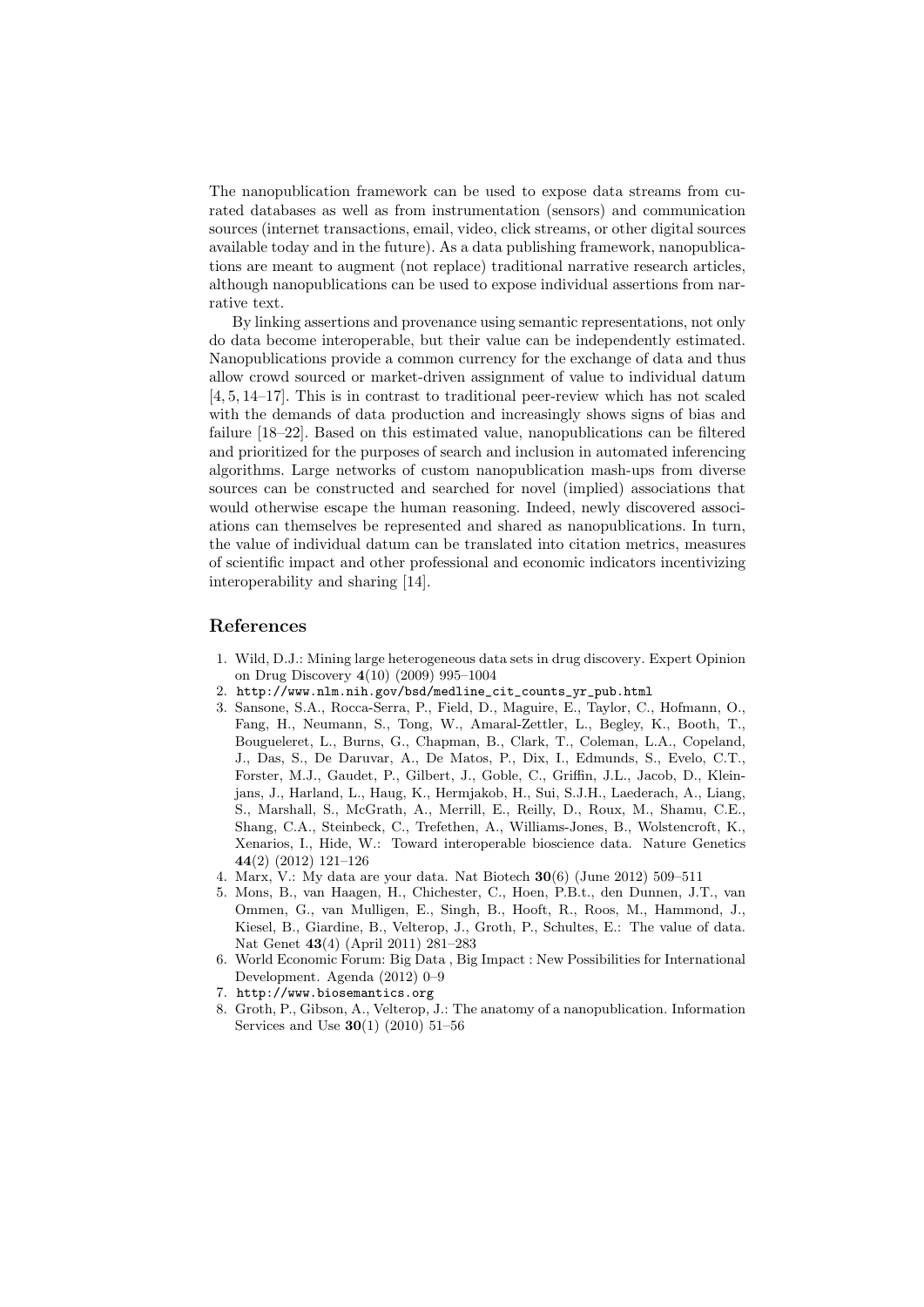The nanopublication framework can be used to expose data streams from curated databases as well as from instrumentation (sensors) and communication sources (internet transactions, email, video, click streams, or other digital sources available today and in the future). As a data publishing framework, nanopublications are meant to augment (not replace) traditional narrative research articles, although nanopublications can be used to expose individual assertions from narrative text.

By linking assertions and provenance using semantic representations, not only do data become interoperable, but their value can be independently estimated. Nanopublications provide a common currency for the exchange of data and thus allow crowd sourced or market-driven assignment of value to individual datum [4, 5, 14–17]. This is in contrast to traditional peer-review which has not scaled with the demands of data production and increasingly shows signs of bias and failure [18–22]. Based on this estimated value, nanopublications can be filtered and prioritized for the purposes of search and inclusion in automated inferencing algorithms. Large networks of custom nanopublication mash-ups from diverse sources can be constructed and searched for novel (implied) associations that would otherwise escape the human reasoning. Indeed, newly discovered associations can themselves be represented and shared as nanopublications. In turn, the value of individual datum can be translated into citation metrics, measures of scientific impact and other professional and economic indicators incentivizing interoperability and sharing [14].

## References

1. Wild, D.J.: Mining large heterogeneous data sets in drug discovery. Expert Opinion on Drug Discovery **4**(10) (2009) 995–1004
2. `http://www.nlm.nih.gov/bsd/medline_cit_counts_yr_pub.html`
3. Sansone, S.A., Rocca-Serra, P., Field, D., Maguire, E., Taylor, C., Hofmann, O., Fang, H., Neumann, S., Tong, W., Amaral-Zettler, L., Begley, K., Booth, T., Bougueleret, L., Burns, G., Chapman, B., Clark, T., Coleman, L.A., Copeland, J., Das, S., De Daruvar, A., De Matos, P., Dix, I., Edmunds, S., Evelo, C.T., Forster, M.J., Gaudet, P., Gilbert, J., Goble, C., Griffin, J.L., Jacob, D., Kleinjans, J., Harland, L., Haug, K., Hermjakob, H., Sui, S.J.H., Laederach, A., Liang, S., Marshall, S., McGrath, A., Merrill, E., Reilly, D., Roux, M., Shamu, C.E., Shang, C.A., Steinbeck, C., Trefethen, A., Williams-Jones, B., Wolstencroft, K., Xenarios, I., Hide, W.: Toward interoperable bioscience data. Nature Genetics **44**(2) (2012) 121–126
4. Marx, V.: My data are your data. Nat Biotech **30**(6) (June 2012) 509–511
5. Mons, B., van Haagen, H., Chichester, C., Hoen, P.B.t., den Dunnen, J.T., van Ommen, G., van Mulligen, E., Singh, B., Hooft, R., Roos, M., Hammond, J., Kiesel, B., Giardine, B., Velterop, J., Groth, P., Schultes, E.: The value of data. Nat Genet **43**(4) (April 2011) 281–283
6. World Economic Forum: Big Data , Big Impact : New Possibilities for International Development. Agenda (2012) 0–9
7. `http://www.biosemantics.org`
8. Groth, P., Gibson, A., Velterop, J.: The anatomy of a nanopublication. Information Services and Use **30**(1) (2010) 51–56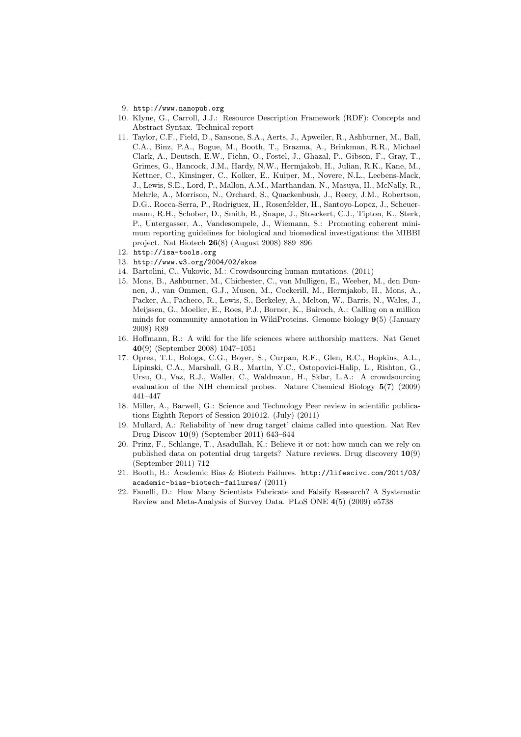9. http://www.nanopub.org
10. Klyne, G., Carroll, J.J.: Resource Description Framework (RDF): Concepts and Abstract Syntax. Technical report
11. Taylor, C.F., Field, D., Sansone, S.A., Aerts, J., Apweiler, R., Ashburner, M., Ball, C.A., Binz, P.A., Bogue, M., Booth, T., Brazma, A., Brinkman, R.R., Michael Clark, A., Deutsch, E.W., Fiehn, O., Fostel, J., Ghazal, P., Gibson, F., Gray, T., Grimes, G., Hancock, J.M., Hardy, N.W., Hermjakob, H., Julian, R.K., Kane, M., Kettner, C., Kinsinger, C., Kolker, E., Kuiper, M., Novere, N.L., Leebens-Mack, J., Lewis, S.E., Lord, P., Mallon, A.M., Marthandan, N., Masuya, H., McNally, R., Mehrle, A., Morrison, N., Orchard, S., Quackenbush, J., Reecy, J.M., Robertson, D.G., Rocca-Serra, P., Rodriguez, H., Rosenfelder, H., Santoyo-Lopez, J., Scheuermann, R.H., Schober, D., Smith, B., Snape, J., Stoeckert, C.J., Tipton, K., Sterk, P., Untergasser, A., Vandesompele, J., Wiemann, S.: Promoting coherent minimum reporting guidelines for biological and biomedical investigations: the MIBBI project. Nat Biotech **26**(8) (August 2008) 889–896
12. http://isa-tools.org
13. http://www.w3.org/2004/02/skos
14. Bartolini, C., Vukovic, M.: Crowdsourcing human mutations. (2011)
15. Mons, B., Ashburner, M., Chichester, C., van Mulligen, E., Weeber, M., den Dunnen, J., van Ommen, G.J., Musen, M., Cockerill, M., Hermjakob, H., Mons, A., Packer, A., Pacheco, R., Lewis, S., Berkeley, A., Melton, W., Barris, N., Wales, J., Meijssen, G., Moeller, E., Roes, P.J., Borner, K., Bairoch, A.: Calling on a million minds for community annotation in WikiProteins. Genome biology **9**(5) (January 2008) R89
16. Hoffmann, R.: A wiki for the life sciences where authorship matters. Nat Genet **40**(9) (September 2008) 1047–1051
17. Oprea, T.I., Bologa, C.G., Boyer, S., Curpan, R.F., Glen, R.C., Hopkins, A.L., Lipinski, C.A., Marshall, G.R., Martin, Y.C., Ostopovici-Halip, L., Rishton, G., Ursu, O., Vaz, R.J., Waller, C., Waldmann, H., Sklar, L.A.: A crowdsourcing evaluation of the NIH chemical probes. Nature Chemical Biology **5**(7) (2009) 441–447
18. Miller, A., Barwell, G.: Science and Technology Peer review in scientific publications Eighth Report of Session 201012. (July) (2011)
19. Mullard, A.: Reliability of 'new drug target' claims called into question. Nat Rev Drug Discov **10**(9) (September 2011) 643–644
20. Prinz, F., Schlange, T., Asadullah, K.: Believe it or not: how much can we rely on published data on potential drug targets? Nature reviews. Drug discovery **10**(9) (September 2011) 712
21. Booth, B.: Academic Bias & Biotech Failures. http://lifescivc.com/2011/03/academic-bias-biotech-failures/ (2011)
22. Fanelli, D.: How Many Scientists Fabricate and Falsify Research? A Systematic Review and Meta-Analysis of Survey Data. PLoS ONE **4**(5) (2009) e5738